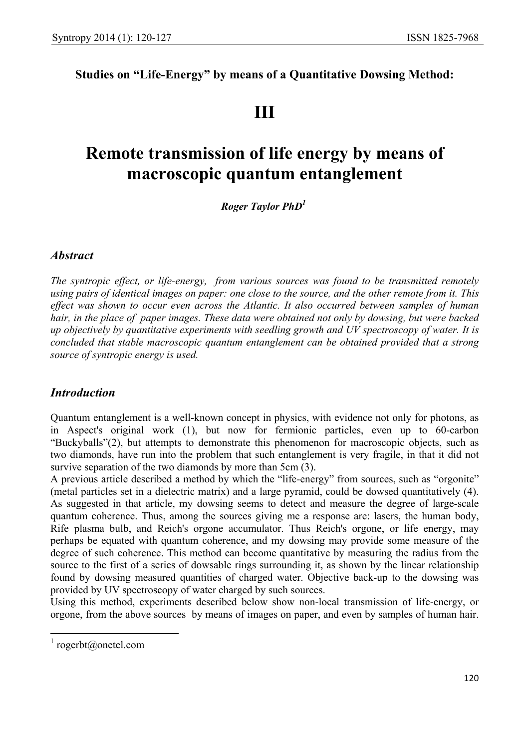**Studies on "Life-Energy" by means of a Quantitative Dowsing Method:**

# III

# Remote transmission of life energy by means of macroscopic quantum entanglement

***Roger Taylor PhD*[1]**

## *Abstract*

*The syntropic effect, or life-energy, from various sources was found to be transmitted remotely using pairs of identical images on paper: one close to the source, and the other remote from it. This effect was shown to occur even across the Atlantic. It also occurred between samples of human hair, in the place of paper images. These data were obtained not only by dowsing, but were backed up objectively by quantitative experiments with seedling growth and UV spectroscopy of water. It is concluded that stable macroscopic quantum entanglement can be obtained provided that a strong source of syntropic energy is used.*

## *Introduction*

Quantum entanglement is a well-known concept in physics, with evidence not only for photons, as in Aspect's original work (1), but now for fermionic particles, even up to 60-carbon "Buckyballs"(2), but attempts to demonstrate this phenomenon for macroscopic objects, such as two diamonds, have run into the problem that such entanglement is very fragile, in that it did not survive separation of the two diamonds by more than 5cm (3).

A previous article described a method by which the "life-energy" from sources, such as "orgonite" (metal particles set in a dielectric matrix) and a large pyramid, could be dowsed quantitatively (4). As suggested in that article, my dowsing seems to detect and measure the degree of large-scale quantum coherence. Thus, among the sources giving me a response are: lasers, the human body, Rife plasma bulb, and Reich's orgone accumulator. Thus Reich's orgone, or life energy, may perhaps be equated with quantum coherence, and my dowsing may provide some measure of the degree of such coherence. This method can become quantitative by measuring the radius from the source to the first of a series of dowsable rings surrounding it, as shown by the linear relationship found by dowsing measured quantities of charged water. Objective back-up to the dowsing was provided by UV spectroscopy of water charged by such sources.

Using this method, experiments described below show non-local transmission of life-energy, or orgone, from the above sources by means of images on paper, and even by samples of human hair.

[1] rogerbt@onetel.com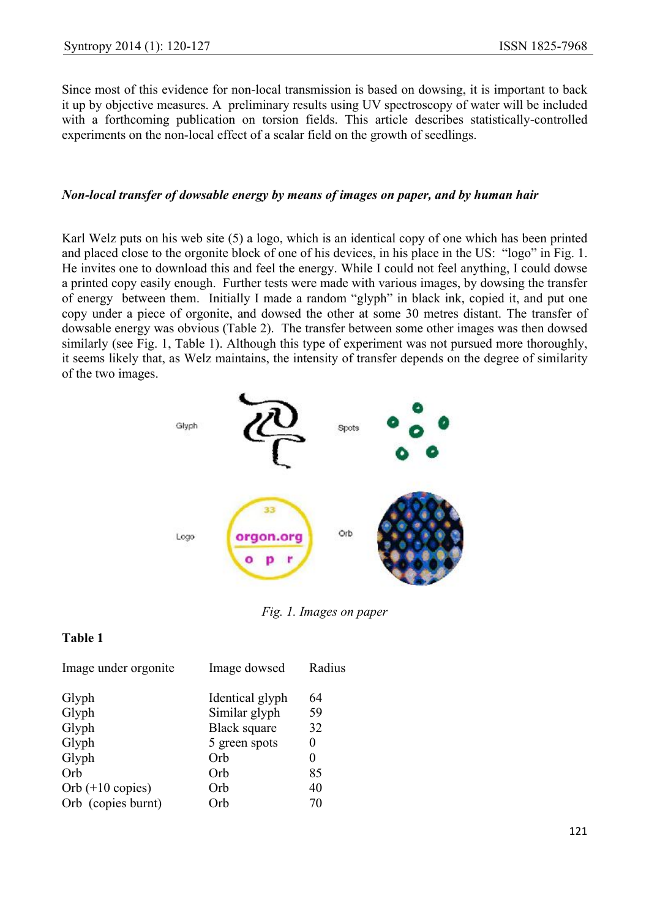Since most of this evidence for non-local transmission is based on dowsing, it is important to back it up by objective measures. A preliminary results using UV spectroscopy of water will be included with a forthcoming publication on torsion fields. This article describes statistically-controlled experiments on the non-local effect of a scalar field on the growth of seedlings.

*Non-local transfer of dowsable energy by means of images on paper, and by human hair*

Karl Welz puts on his web site (5) a logo, which is an identical copy of one which has been printed and placed close to the orgonite block of one of his devices, in his place in the US: "logo" in Fig. 1. He invites one to download this and feel the energy. While I could not feel anything, I could dowse a printed copy easily enough. Further tests were made with various images, by dowsing the transfer of energy between them. Initially I made a random "glyph" in black ink, copied it, and put one copy under a piece of orgonite, and dowsed the other at some 30 metres distant. The transfer of dowsable energy was obvious (Table 2). The transfer between some other images was then dowsed similarly (see Fig. 1, Table 1). Although this type of experiment was not pursued more thoroughly, it seems likely that, as Welz maintains, the intensity of transfer depends on the degree of similarity of the two images.

*Fig. 1. Images on paper*

**Table 1**

| Image under orgonite | Image dowsed | Radius |
|---|---|---|
| Glyph | Identical glyph | 64 |
| Glyph | Similar glyph | 59 |
| Glyph | Black square | 32 |
| Glyph | 5 green spots | 0 |
| Glyph | Orb | 0 |
| Orb | Orb | 85 |
| Orb (+10 copies) | Orb | 40 |
| Orb (copies burnt) | Orb | 70 |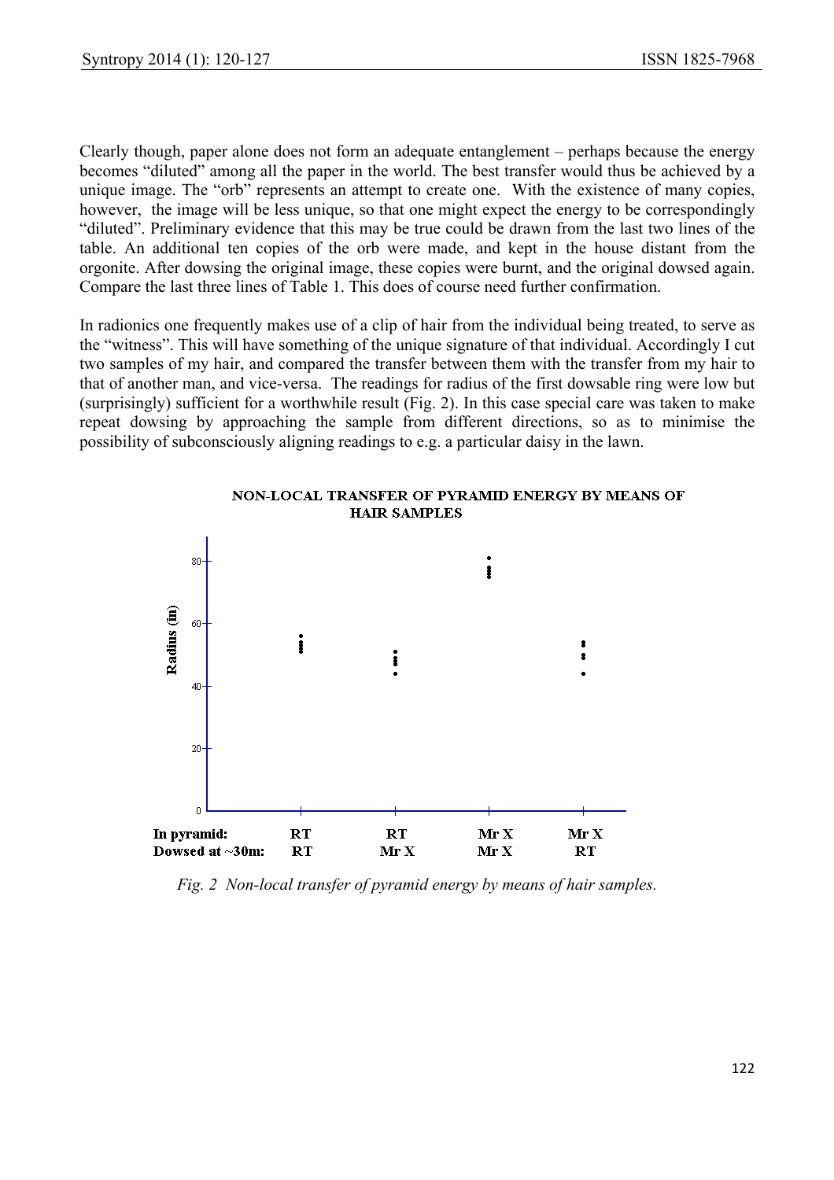Clearly though, paper alone does not form an adequate entanglement – perhaps because the energy becomes "diluted" among all the paper in the world. The best transfer would thus be achieved by a unique image. The "orb" represents an attempt to create one. With the existence of many copies, however, the image will be less unique, so that one might expect the energy to be correspondingly "diluted". Preliminary evidence that this may be true could be drawn from the last two lines of the table. An additional ten copies of the orb were made, and kept in the house distant from the orgonite. After dowsing the original image, these copies were burnt, and the original dowsed again. Compare the last three lines of Table 1. This does of course need further confirmation.

In radionics one frequently makes use of a clip of hair from the individual being treated, to serve as the "witness". This will have something of the unique signature of that individual. Accordingly I cut two samples of my hair, and compared the transfer between them with the transfer from my hair to that of another man, and vice-versa. The readings for radius of the first dowsable ring were low but (surprisingly) sufficient for a worthwhile result (Fig. 2). In this case special care was taken to make repeat dowsing by approaching the sample from different directions, so as to minimise the possibility of subconsciously aligning readings to e.g. a particular daisy in the lawn.

*Fig. 2 Non-local transfer of pyramid energy by means of hair samples.*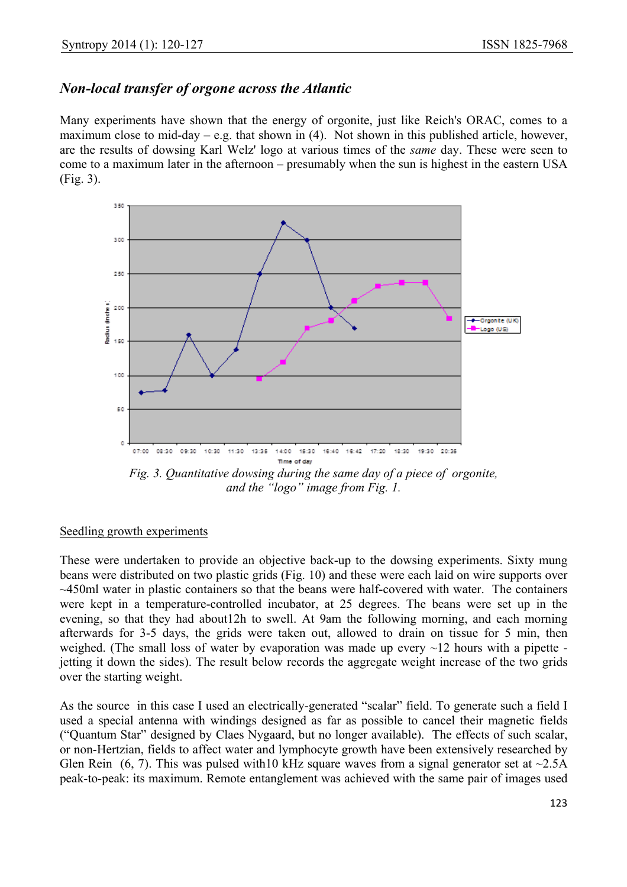## *Non-local transfer of orgone across the Atlantic*

Many experiments have shown that the energy of orgonite, just like Reich's ORAC, comes to a maximum close to mid-day – e.g. that shown in (4). Not shown in this published article, however, are the results of dowsing Karl Welz' logo at various times of the *same* day. These were seen to come to a maximum later in the afternoon – presumably when the sun is highest in the eastern USA (Fig. 3).

*Fig. 3. Quantitative dowsing during the same day of a piece of orgonite, and the "logo" image from Fig. 1.*

<u>Seedling growth experiments</u>

These were undertaken to provide an objective back-up to the dowsing experiments. Sixty mung beans were distributed on two plastic grids (Fig. 10) and these were each laid on wire supports over ~450ml water in plastic containers so that the beans were half-covered with water. The containers were kept in a temperature-controlled incubator, at 25 degrees. The beans were set up in the evening, so that they had about12h to swell. At 9am the following morning, and each morning afterwards for 3-5 days, the grids were taken out, allowed to drain on tissue for 5 min, then weighed. (The small loss of water by evaporation was made up every ~12 hours with a pipette - jetting it down the sides). The result below records the aggregate weight increase of the two grids over the starting weight.

As the source in this case I used an electrically-generated "scalar" field. To generate such a field I used a special antenna with windings designed as far as possible to cancel their magnetic fields ("Quantum Star" designed by Claes Nygaard, but no longer available). The effects of such scalar, or non-Hertzian, fields to affect water and lymphocyte growth have been extensively researched by Glen Rein (6, 7). This was pulsed with10 kHz square waves from a signal generator set at ~2.5A peak-to-peak: its maximum. Remote entanglement was achieved with the same pair of images used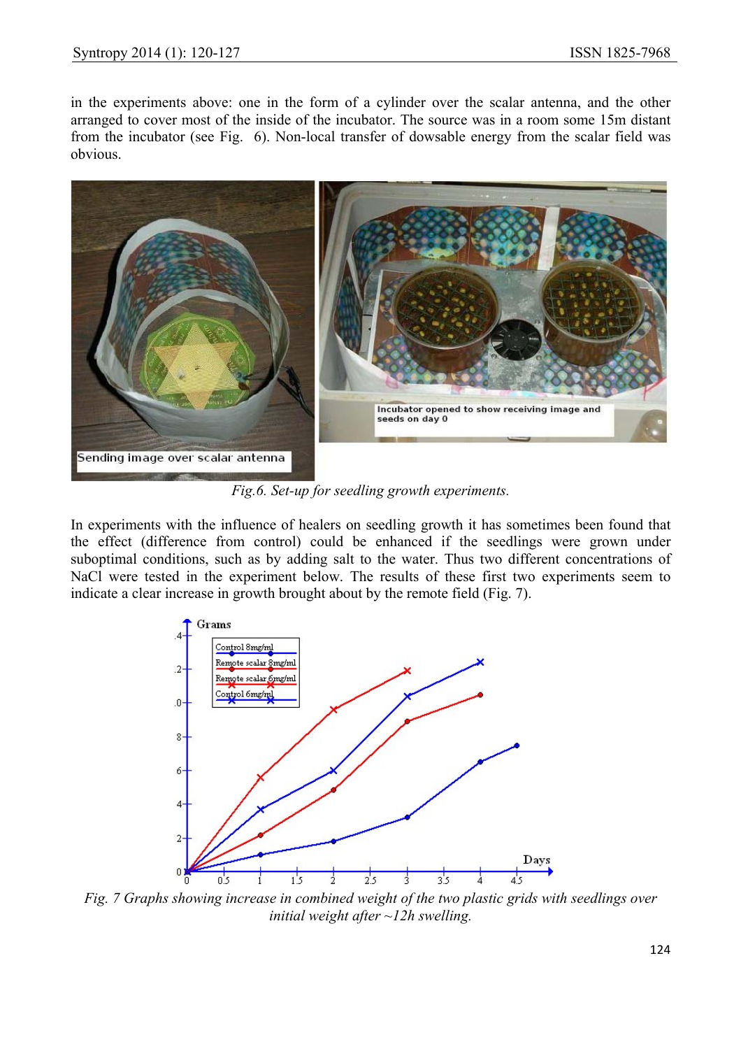in the experiments above: one in the form of a cylinder over the scalar antenna, and the other arranged to cover most of the inside of the incubator. The source was in a room some 15m distant from the incubator (see Fig. 6). Non-local transfer of dowsable energy from the scalar field was obvious.

*Fig.6. Set-up for seedling growth experiments.*

In experiments with the influence of healers on seedling growth it has sometimes been found that the effect (difference from control) could be enhanced if the seedlings were grown under suboptimal conditions, such as by adding salt to the water. Thus two different concentrations of NaCl were tested in the experiment below. The results of these first two experiments seem to indicate a clear increase in growth brought about by the remote field (Fig. 7).

*Fig. 7 Graphs showing increase in combined weight of the two plastic grids with seedlings over initial weight after ~12h swelling.*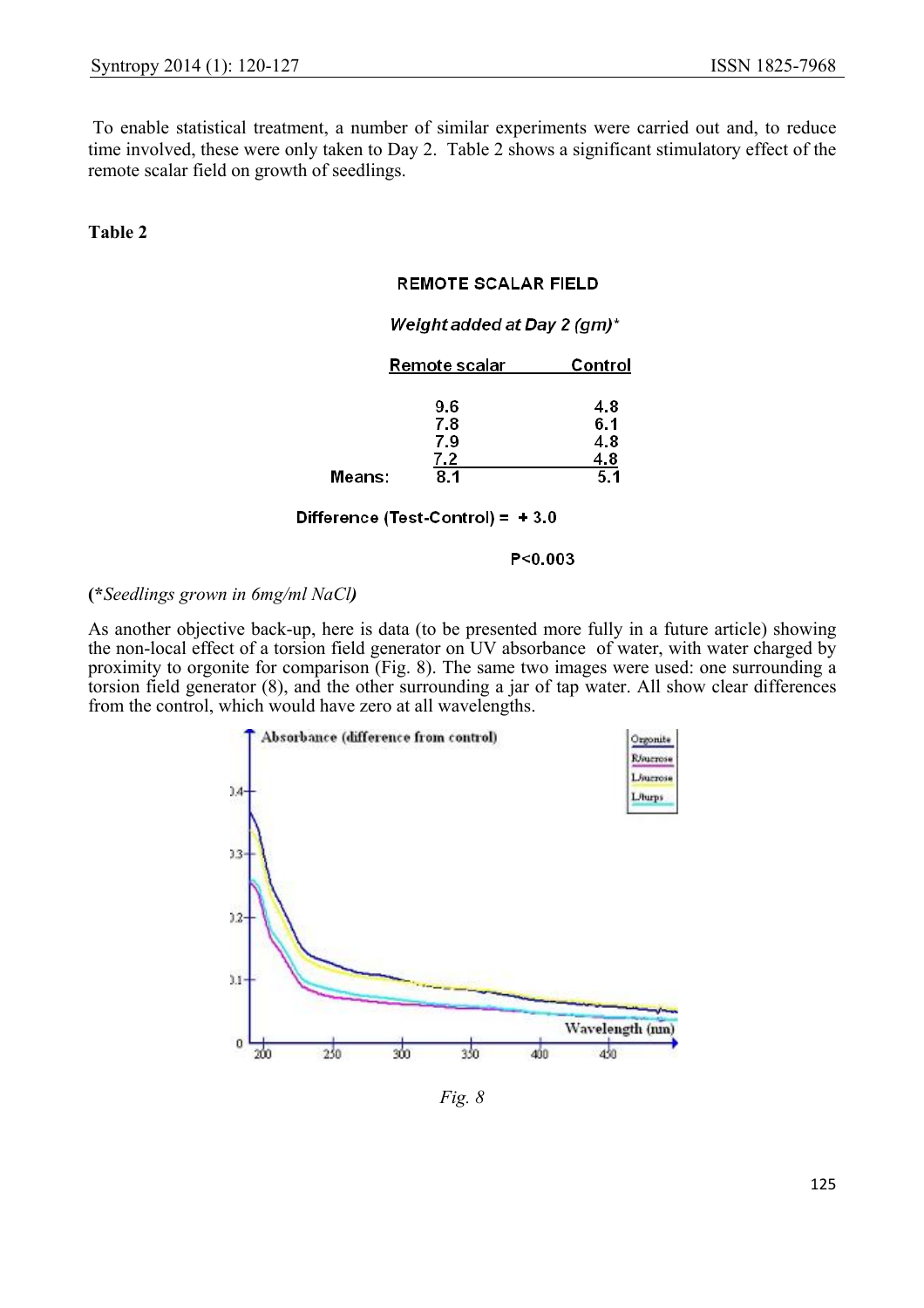To enable statistical treatment, a number of similar experiments were carried out and, to reduce time involved, these were only taken to Day 2. Table 2 shows a significant stimulatory effect of the remote scalar field on growth of seedlings.

**Table 2**

**REMOTE SCALAR FIELD**

*Weight added at Day 2 (gm)**

| | Remote scalar | Control |
|---|---|---|
| | 9.6 | 4.8 |
| | 7.8 | 6.1 |
| | 7.9 | 4.8 |
| | 7.2 | 4.8 |
| Means: | 8.1 | 5.1 |

Difference (Test-Control) = + 3.0

$P<0.003$

(*\*Seedlings grown in 6mg/ml NaCl*)

As another objective back-up, here is data (to be presented more fully in a future article) showing the non-local effect of a torsion field generator on UV absorbance of water, with water charged by proximity to orgonite for comparison (Fig. 8). The same two images were used: one surrounding a torsion field generator (8), and the other surrounding a jar of tap water. All show clear differences from the control, which would have zero at all wavelengths.

*Fig. 8*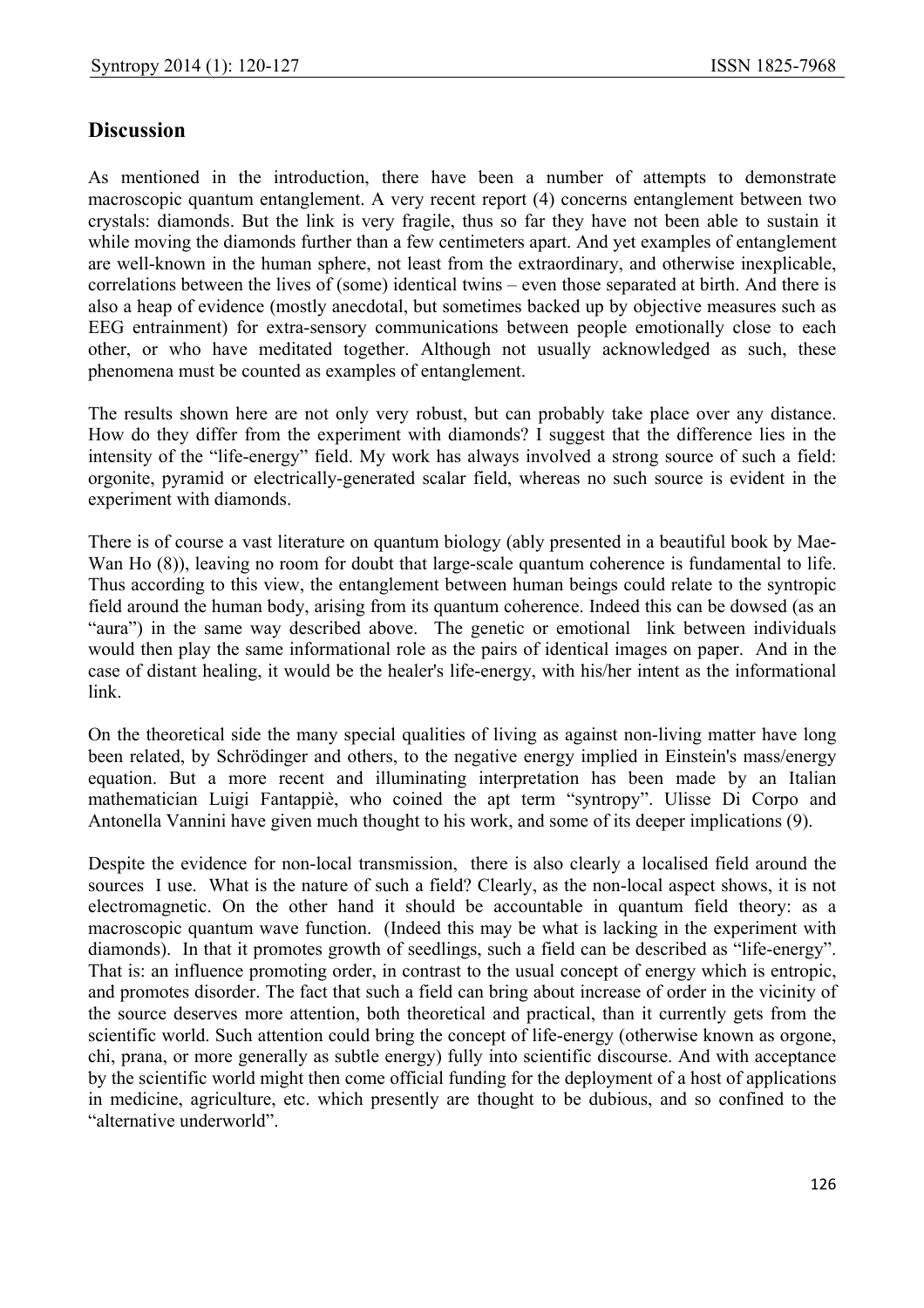## Discussion

As mentioned in the introduction, there have been a number of attempts to demonstrate macroscopic quantum entanglement. A very recent report (4) concerns entanglement between two crystals: diamonds. But the link is very fragile, thus so far they have not been able to sustain it while moving the diamonds further than a few centimeters apart. And yet examples of entanglement are well-known in the human sphere, not least from the extraordinary, and otherwise inexplicable, correlations between the lives of (some) identical twins – even those separated at birth. And there is also a heap of evidence (mostly anecdotal, but sometimes backed up by objective measures such as EEG entrainment) for extra-sensory communications between people emotionally close to each other, or who have meditated together. Although not usually acknowledged as such, these phenomena must be counted as examples of entanglement.

The results shown here are not only very robust, but can probably take place over any distance. How do they differ from the experiment with diamonds? I suggest that the difference lies in the intensity of the "life-energy" field. My work has always involved a strong source of such a field: orgonite, pyramid or electrically-generated scalar field, whereas no such source is evident in the experiment with diamonds.

There is of course a vast literature on quantum biology (ably presented in a beautiful book by Mae-Wan Ho (8)), leaving no room for doubt that large-scale quantum coherence is fundamental to life. Thus according to this view, the entanglement between human beings could relate to the syntropic field around the human body, arising from its quantum coherence. Indeed this can be dowsed (as an "aura") in the same way described above. The genetic or emotional link between individuals would then play the same informational role as the pairs of identical images on paper. And in the case of distant healing, it would be the healer's life-energy, with his/her intent as the informational link.

On the theoretical side the many special qualities of living as against non-living matter have long been related, by Schrödinger and others, to the negative energy implied in Einstein's mass/energy equation. But a more recent and illuminating interpretation has been made by an Italian mathematician Luigi Fantappiè, who coined the apt term "syntropy". Ulisse Di Corpo and Antonella Vannini have given much thought to his work, and some of its deeper implications (9).

Despite the evidence for non-local transmission, there is also clearly a localised field around the sources I use. What is the nature of such a field? Clearly, as the non-local aspect shows, it is not electromagnetic. On the other hand it should be accountable in quantum field theory: as a macroscopic quantum wave function. (Indeed this may be what is lacking in the experiment with diamonds). In that it promotes growth of seedlings, such a field can be described as "life-energy". That is: an influence promoting order, in contrast to the usual concept of energy which is entropic, and promotes disorder. The fact that such a field can bring about increase of order in the vicinity of the source deserves more attention, both theoretical and practical, than it currently gets from the scientific world. Such attention could bring the concept of life-energy (otherwise known as orgone, chi, prana, or more generally as subtle energy) fully into scientific discourse. And with acceptance by the scientific world might then come official funding for the deployment of a host of applications in medicine, agriculture, etc. which presently are thought to be dubious, and so confined to the "alternative underworld".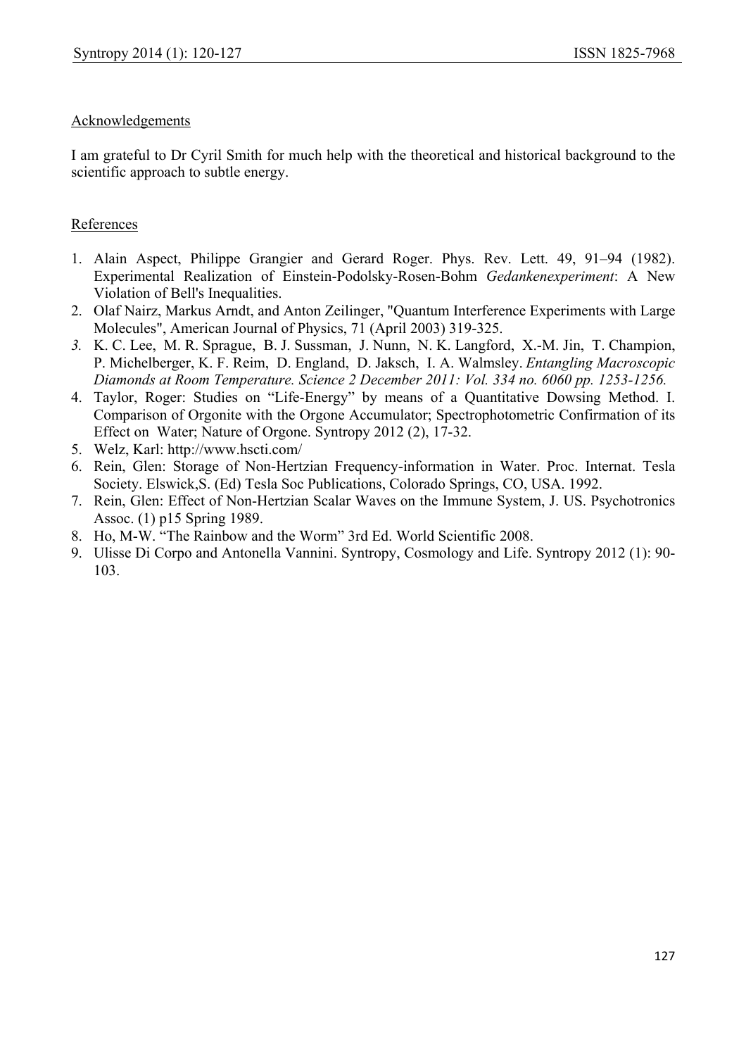## Acknowledgements

I am grateful to Dr Cyril Smith for much help with the theoretical and historical background to the scientific approach to subtle energy.

## References

1. Alain Aspect, Philippe Grangier and Gerard Roger. Phys. Rev. Lett. 49, 91–94 (1982). Experimental Realization of Einstein-Podolsky-Rosen-Bohm *Gedankenexperiment*: A New Violation of Bell's Inequalities.
2. Olaf Nairz, Markus Arndt, and Anton Zeilinger, "Quantum Interference Experiments with Large Molecules", American Journal of Physics, 71 (April 2003) 319-325.
3. K. C. Lee, M. R. Sprague, B. J. Sussman, J. Nunn, N. K. Langford, X.-M. Jin, T. Champion, P. Michelberger, K. F. Reim, D. England, D. Jaksch, I. A. Walmsley. *Entangling Macroscopic Diamonds at Room Temperature. Science 2 December 2011: Vol. 334 no. 6060 pp. 1253-1256.*
4. Taylor, Roger: Studies on "Life-Energy" by means of a Quantitative Dowsing Method. I. Comparison of Orgonite with the Orgone Accumulator; Spectrophotometric Confirmation of its Effect on Water; Nature of Orgone. Syntropy 2012 (2), 17-32.
5. Welz, Karl: http://www.hscti.com/
6. Rein, Glen: Storage of Non-Hertzian Frequency-information in Water. Proc. Internat. Tesla Society. Elswick,S. (Ed) Tesla Soc Publications, Colorado Springs, CO, USA. 1992.
7. Rein, Glen: Effect of Non-Hertzian Scalar Waves on the Immune System, J. US. Psychotronics Assoc. (1) p15 Spring 1989.
8. Ho, M-W. "The Rainbow and the Worm" 3rd Ed. World Scientific 2008.
9. Ulisse Di Corpo and Antonella Vannini. Syntropy, Cosmology and Life. Syntropy 2012 (1): 90-103.